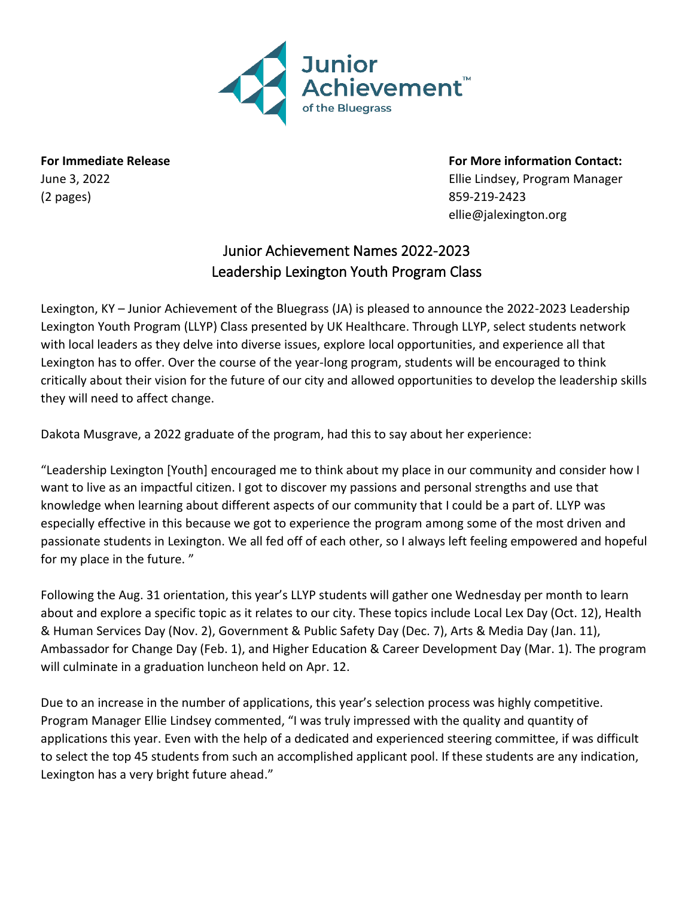Junior Achievement of the Bluegrass

**For Immediate Release**
June 3, 2022
(2 pages)

**For More information Contact:**
Ellie Lindsey, Program Manager
859-219-2423
ellie@jalexington.org

# Junior Achievement Names 2022-2023 Leadership Lexington Youth Program Class

Lexington, KY – Junior Achievement of the Bluegrass (JA) is pleased to announce the 2022-2023 Leadership Lexington Youth Program (LLYP) Class presented by UK Healthcare. Through LLYP, select students network with local leaders as they delve into diverse issues, explore local opportunities, and experience all that Lexington has to offer. Over the course of the year-long program, students will be encouraged to think critically about their vision for the future of our city and allowed opportunities to develop the leadership skills they will need to affect change.

Dakota Musgrave, a 2022 graduate of the program, had this to say about her experience:

"Leadership Lexington [Youth] encouraged me to think about my place in our community and consider how I want to live as an impactful citizen. I got to discover my passions and personal strengths and use that knowledge when learning about different aspects of our community that I could be a part of. LLYP was especially effective in this because we got to experience the program among some of the most driven and passionate students in Lexington. We all fed off of each other, so I always left feeling empowered and hopeful for my place in the future. "

Following the Aug. 31 orientation, this year's LLYP students will gather one Wednesday per month to learn about and explore a specific topic as it relates to our city. These topics include Local Lex Day (Oct. 12), Health & Human Services Day (Nov. 2), Government & Public Safety Day (Dec. 7), Arts & Media Day (Jan. 11), Ambassador for Change Day (Feb. 1), and Higher Education & Career Development Day (Mar. 1). The program will culminate in a graduation luncheon held on Apr. 12.

Due to an increase in the number of applications, this year's selection process was highly competitive. Program Manager Ellie Lindsey commented, "I was truly impressed with the quality and quantity of applications this year. Even with the help of a dedicated and experienced steering committee, if was difficult to select the top 45 students from such an accomplished applicant pool. If these students are any indication, Lexington has a very bright future ahead."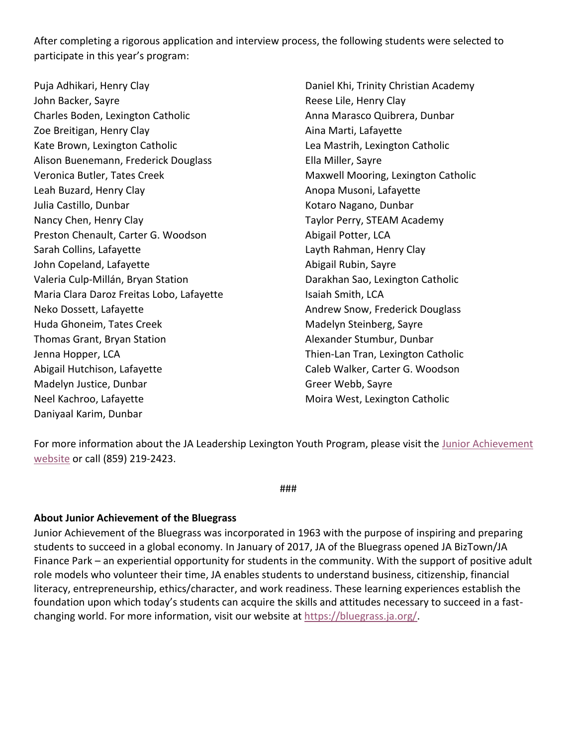After completing a rigorous application and interview process, the following students were selected to participate in this year's program:

Puja Adhikari, Henry Clay
John Backer, Sayre
Charles Boden, Lexington Catholic
Zoe Breitigan, Henry Clay
Kate Brown, Lexington Catholic
Alison Buenemann, Frederick Douglass
Veronica Butler, Tates Creek
Leah Buzard, Henry Clay
Julia Castillo, Dunbar
Nancy Chen, Henry Clay
Preston Chenault, Carter G. Woodson
Sarah Collins, Lafayette
John Copeland, Lafayette
Valeria Culp-Millán, Bryan Station
Maria Clara Daroz Freitas Lobo, Lafayette
Neko Dossett, Lafayette
Huda Ghoneim, Tates Creek
Thomas Grant, Bryan Station
Jenna Hopper, LCA
Abigail Hutchison, Lafayette
Madelyn Justice, Dunbar
Neel Kachroo, Lafayette
Daniyaal Karim, Dunbar
Daniel Khi, Trinity Christian Academy
Reese Lile, Henry Clay
Anna Marasco Quibrera, Dunbar
Aina Marti, Lafayette
Lea Mastrih, Lexington Catholic
Ella Miller, Sayre
Maxwell Mooring, Lexington Catholic
Anopa Musoni, Lafayette
Kotaro Nagano, Dunbar
Taylor Perry, STEAM Academy
Abigail Potter, LCA
Layth Rahman, Henry Clay
Abigail Rubin, Sayre
Darakhan Sao, Lexington Catholic
Isaiah Smith, LCA
Andrew Snow, Frederick Douglass
Madelyn Steinberg, Sayre
Alexander Stumbur, Dunbar
Thien-Lan Tran, Lexington Catholic
Caleb Walker, Carter G. Woodson
Greer Webb, Sayre
Moira West, Lexington Catholic

For more information about the JA Leadership Lexington Youth Program, please visit the Junior Achievement website or call (859) 219-2423.

###

**About Junior Achievement of the Bluegrass**

Junior Achievement of the Bluegrass was incorporated in 1963 with the purpose of inspiring and preparing students to succeed in a global economy. In January of 2017, JA of the Bluegrass opened JA BizTown/JA Finance Park – an experiential opportunity for students in the community. With the support of positive adult role models who volunteer their time, JA enables students to understand business, citizenship, financial literacy, entrepreneurship, ethics/character, and work readiness. These learning experiences establish the foundation upon which today's students can acquire the skills and attitudes necessary to succeed in a fast-changing world. For more information, visit our website at https://bluegrass.ja.org/.